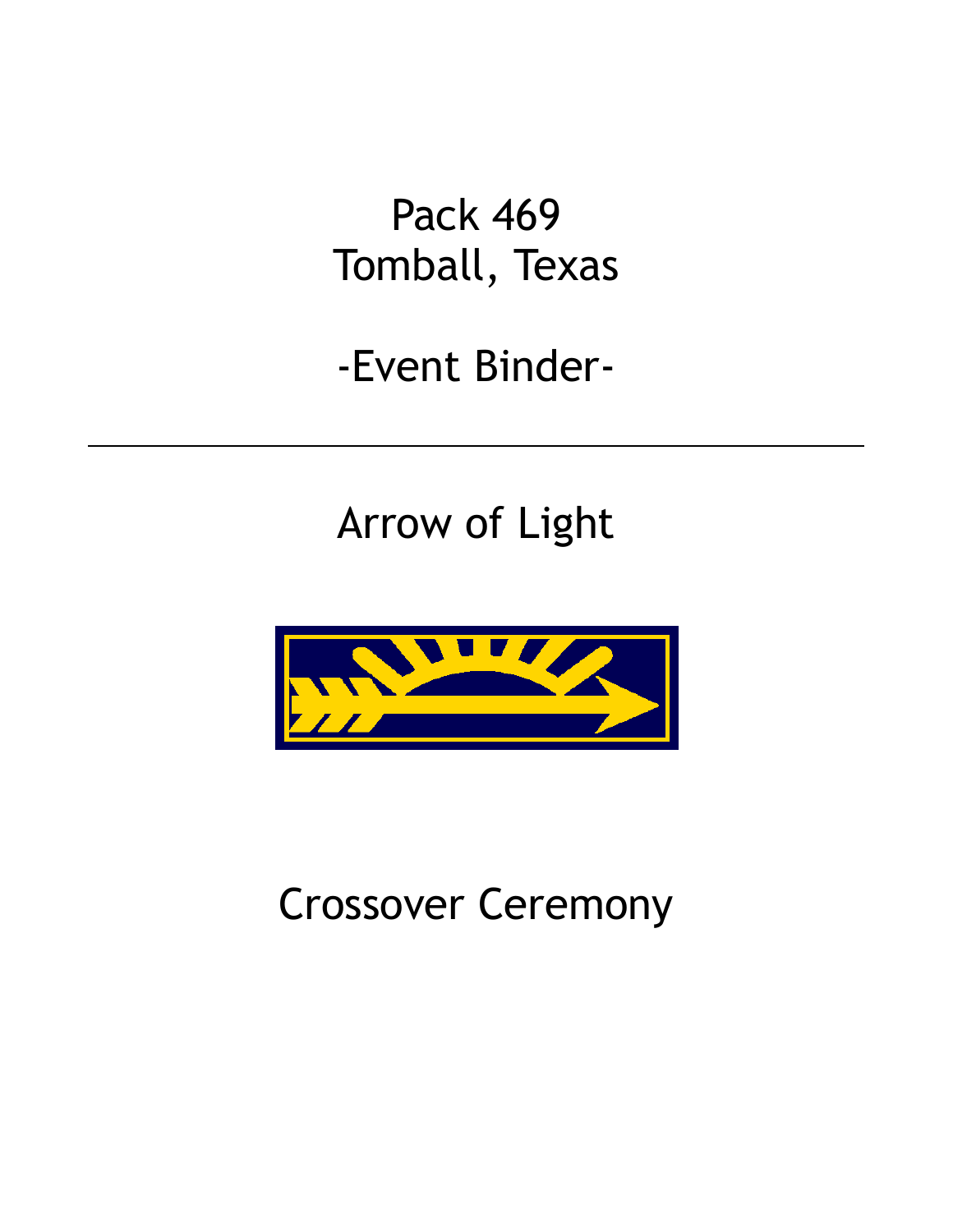# Pack 469
# Tomball, Texas

## -Event Binder-

---

## Arrow of Light

## Crossover Ceremony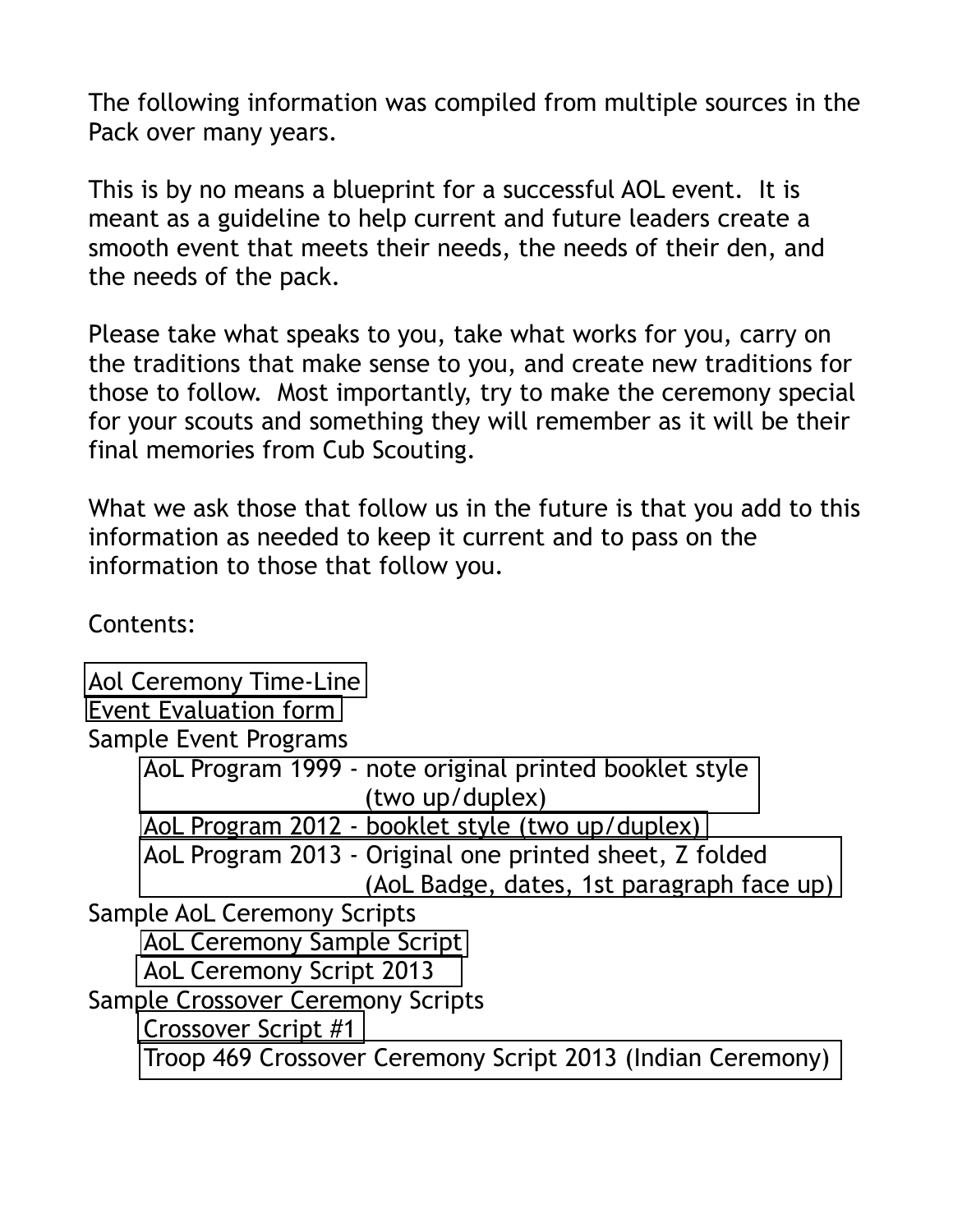The following information was compiled from multiple sources in the Pack over many years.

This is by no means a blueprint for a successful AOL event. It is meant as a guideline to help current and future leaders create a smooth event that meets their needs, the needs of their den, and the needs of the pack.

Please take what speaks to you, take what works for you, carry on the traditions that make sense to you, and create new traditions for those to follow. Most importantly, try to make the ceremony special for your scouts and something they will remember as it will be their final memories from Cub Scouting.

What we ask those that follow us in the future is that you add to this information as needed to keep it current and to pass on the information to those that follow you.

Contents:

- Aol Ceremony Time-Line
- Event Evaluation form
- Sample Event Programs
  - AoL Program 1999 - note original printed booklet style (two up/duplex)
  - AoL Program 2012 - booklet style (two up/duplex)
  - AoL Program 2013 - Original one printed sheet, Z folded (AoL Badge, dates, 1st paragraph face up)
- Sample AoL Ceremony Scripts
  - AoL Ceremony Sample Script
  - AoL Ceremony Script 2013
- Sample Crossover Ceremony Scripts
  - Crossover Script #1
  - Troop 469 Crossover Ceremony Script 2013 (Indian Ceremony)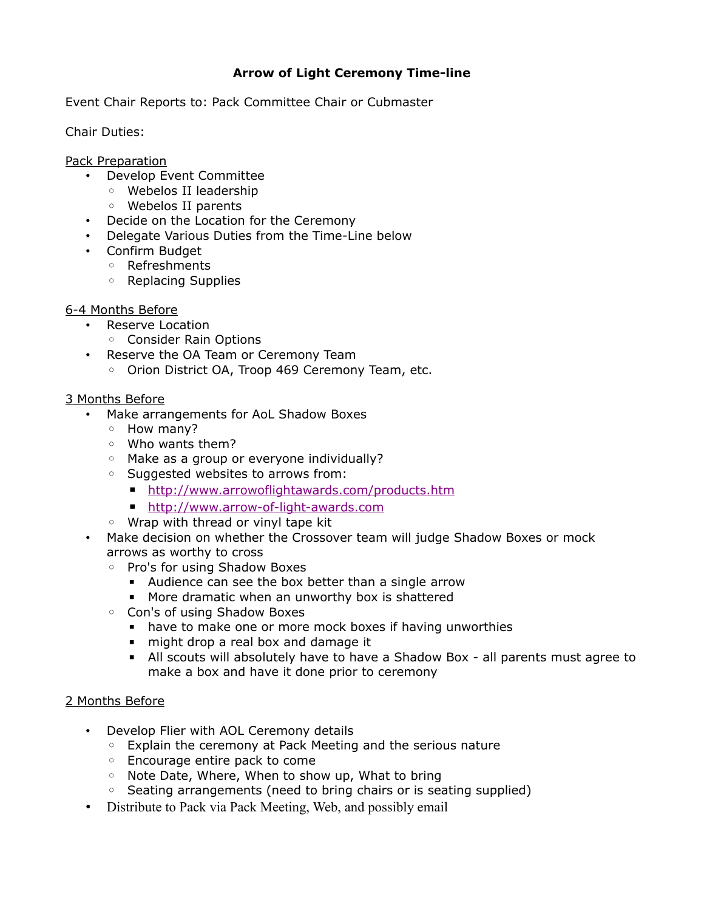# Arrow of Light Ceremony Time-line

Event Chair Reports to: Pack Committee Chair or Cubmaster

Chair Duties:

<u>Pack Preparation</u>

- Develop Event Committee
  - Webelos II leadership
  - Webelos II parents
- Decide on the Location for the Ceremony
- Delegate Various Duties from the Time-Line below
- Confirm Budget
  - Refreshments
  - Replacing Supplies

<u>6-4 Months Before</u>

- Reserve Location
  - Consider Rain Options
- Reserve the OA Team or Ceremony Team
  - Orion District OA, Troop 469 Ceremony Team, etc.

<u>3 Months Before</u>

- Make arrangements for AoL Shadow Boxes
  - How many?
  - Who wants them?
  - Make as a group or everyone individually?
  - Suggested websites to arrows from:
    - http://www.arrowoflightawards.com/products.htm
    - http://www.arrow-of-light-awards.com
  - Wrap with thread or vinyl tape kit
- Make decision on whether the Crossover team will judge Shadow Boxes or mock arrows as worthy to cross
  - Pro's for using Shadow Boxes
    - Audience can see the box better than a single arrow
    - More dramatic when an unworthy box is shattered
  - Con's of using Shadow Boxes
    - have to make one or more mock boxes if having unworthies
    - might drop a real box and damage it
    - All scouts will absolutely have to have a Shadow Box - all parents must agree to make a box and have it done prior to ceremony

<u>2 Months Before</u>

- Develop Flier with AOL Ceremony details
  - Explain the ceremony at Pack Meeting and the serious nature
  - Encourage entire pack to come
  - Note Date, Where, When to show up, What to bring
  - Seating arrangements (need to bring chairs or is seating supplied)
- Distribute to Pack via Pack Meeting, Web, and possibly email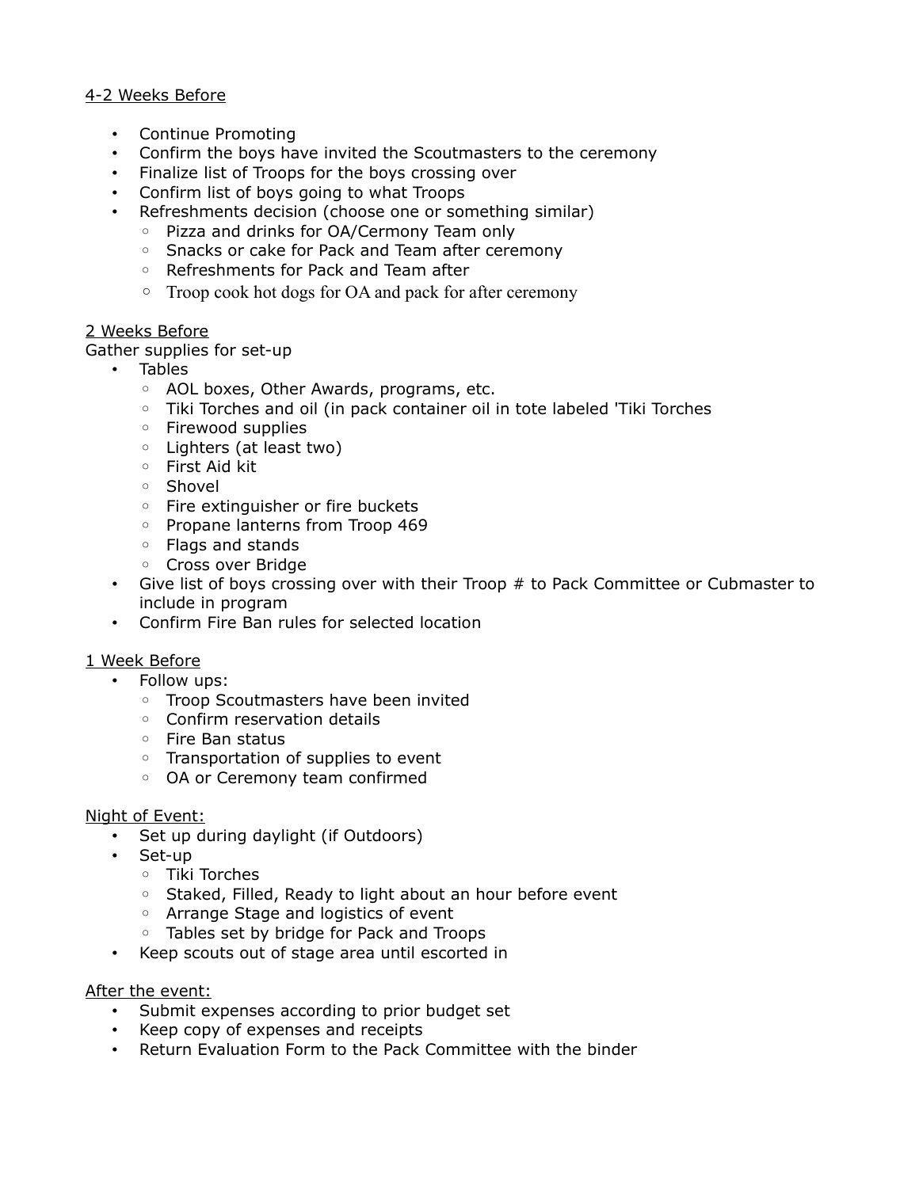4-2 Weeks Before

- Continue Promoting
- Confirm the boys have invited the Scoutmasters to the ceremony
- Finalize list of Troops for the boys crossing over
- Confirm list of boys going to what Troops
- Refreshments decision (choose one or something similar)
  - Pizza and drinks for OA/Cermony Team only
  - Snacks or cake for Pack and Team after ceremony
  - Refreshments for Pack and Team after
  - Troop cook hot dogs for OA and pack for after ceremony

2 Weeks Before

Gather supplies for set-up

- Tables
  - AOL boxes, Other Awards, programs, etc.
  - Tiki Torches and oil (in pack container oil in tote labeled 'Tiki Torches
  - Firewood supplies
  - Lighters (at least two)
  - First Aid kit
  - Shovel
  - Fire extinguisher or fire buckets
  - Propane lanterns from Troop 469
  - Flags and stands
  - Cross over Bridge
- Give list of boys crossing over with their Troop # to Pack Committee or Cubmaster to include in program
- Confirm Fire Ban rules for selected location

1 Week Before

- Follow ups:
  - Troop Scoutmasters have been invited
  - Confirm reservation details
  - Fire Ban status
  - Transportation of supplies to event
  - OA or Ceremony team confirmed

Night of Event:

- Set up during daylight (if Outdoors)
- Set-up
  - Tiki Torches
  - Staked, Filled, Ready to light about an hour before event
  - Arrange Stage and logistics of event
  - Tables set by bridge for Pack and Troops
- Keep scouts out of stage area until escorted in

After the event:

- Submit expenses according to prior budget set
- Keep copy of expenses and receipts
- Return Evaluation Form to the Pack Committee with the binder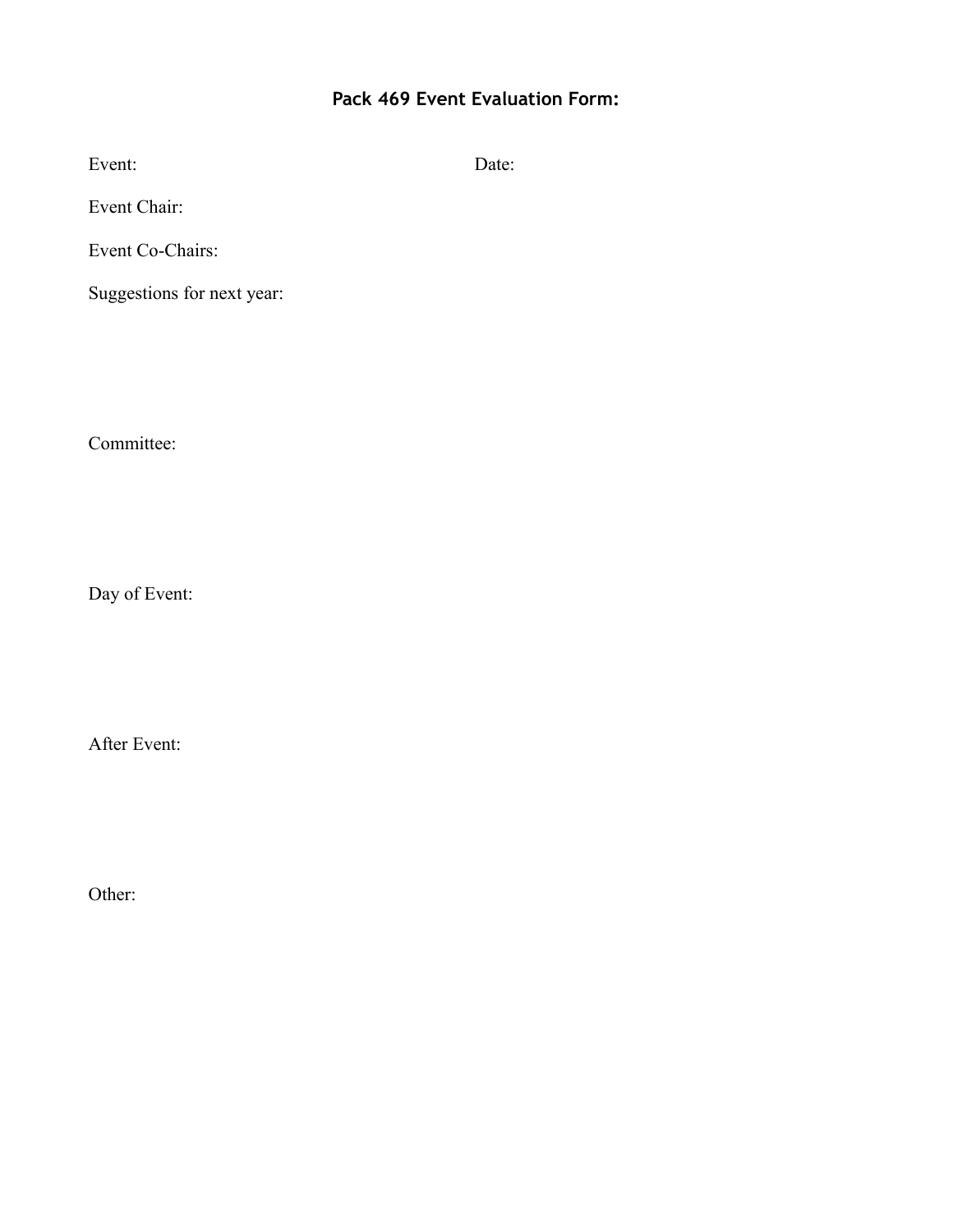# Pack 469 Event Evaluation Form:

Event: Date:

Event Chair:

Event Co-Chairs:

Suggestions for next year:

Committee:

Day of Event:

After Event:

Other: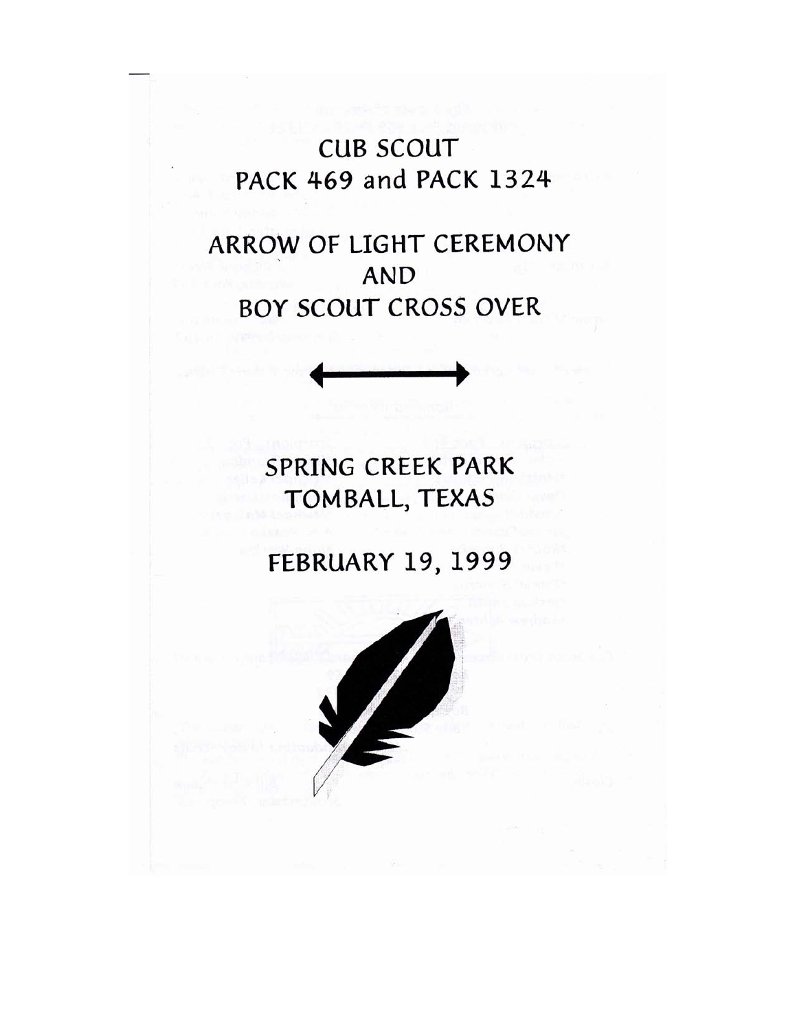# CUB SCOUT
# PACK 469 and PACK 1324

# ARROW OF LIGHT CEREMONY
# AND
# BOY SCOUT CROSS OVER

## SPRING CREEK PARK
## TOMBALL, TEXAS

## FEBRUARY 19, 1999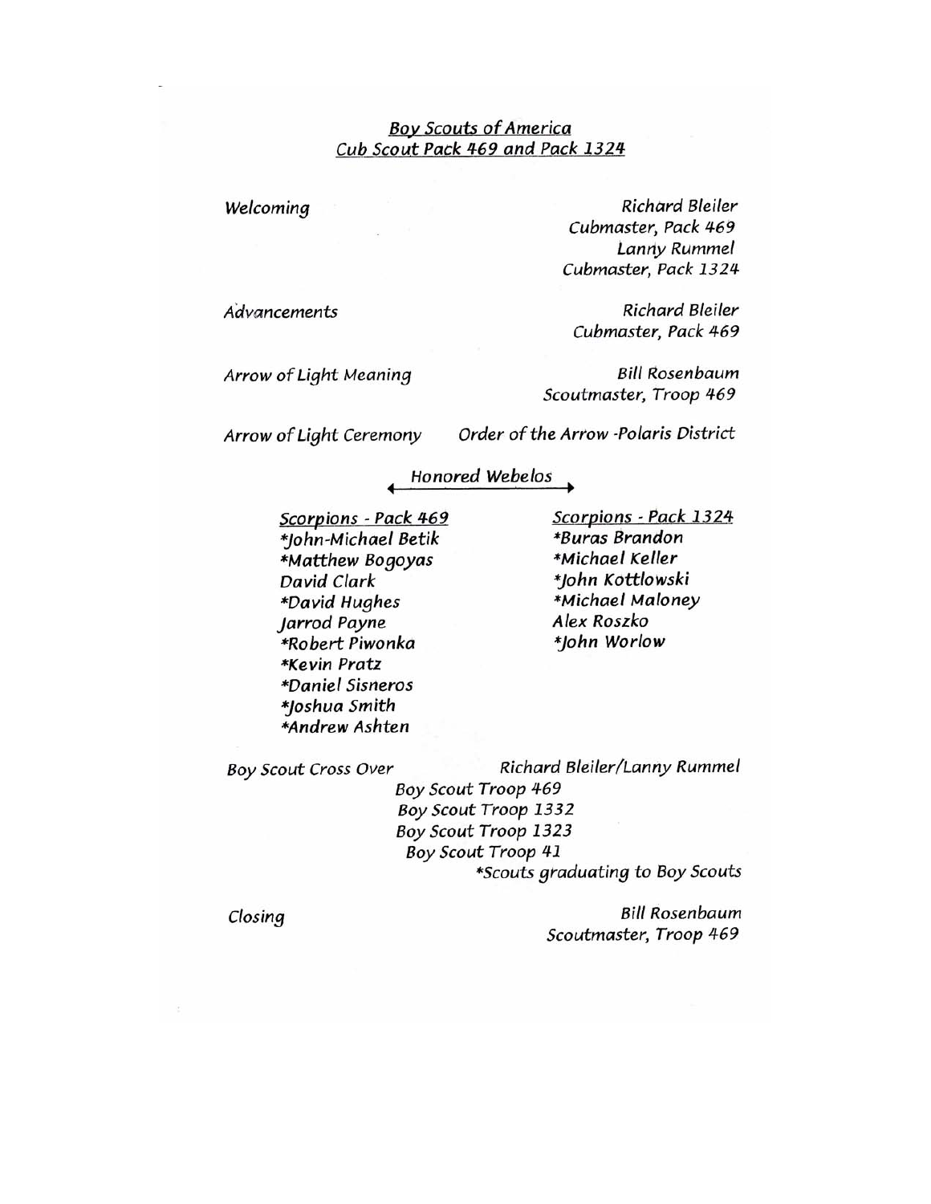# Boy Scouts of America
## Cub Scout Pack 469 and Pack 1324

| | |
|---|---|
| *Welcoming* | *Richard Bleiler*<br>*Cubmaster, Pack 469*<br>*Lanny Rummel*<br>*Cubmaster, Pack 1324* |
| *Advancements* | *Richard Bleiler*<br>*Cubmaster, Pack 469* |
| *Arrow of Light Meaning* | *Bill Rosenbaum*<br>*Scoutmaster, Troop 469* |
| *Arrow of Light Ceremony* | *Order of the Arrow -Polaris District* |

### *Honored Webelos*

*Scorpions - Pack 469*

- *John-Michael Betik
- *Matthew Bogoyas
- David Clark
- *David Hughes
- Jarrod Payne
- *Robert Piwonka
- *Kevin Pratz
- *Daniel Sisneros
- *Joshua Smith
- *Andrew Ashten

*Scorpions - Pack 1324*

- *Buras Brandon
- *Michael Keller
- *John Kottlowski
- *Michael Maloney
- Alex Roszko
- *John Worlow

*Boy Scout Cross Over* — *Richard Bleiler/Lanny Rummel*

*Boy Scout Troop 469*
*Boy Scout Troop 1332*
*Boy Scout Troop 1323*
*Boy Scout Troop 41*

*Scouts graduating to Boy Scouts

*Closing* — *Bill Rosenbaum*
*Scoutmaster, Troop 469*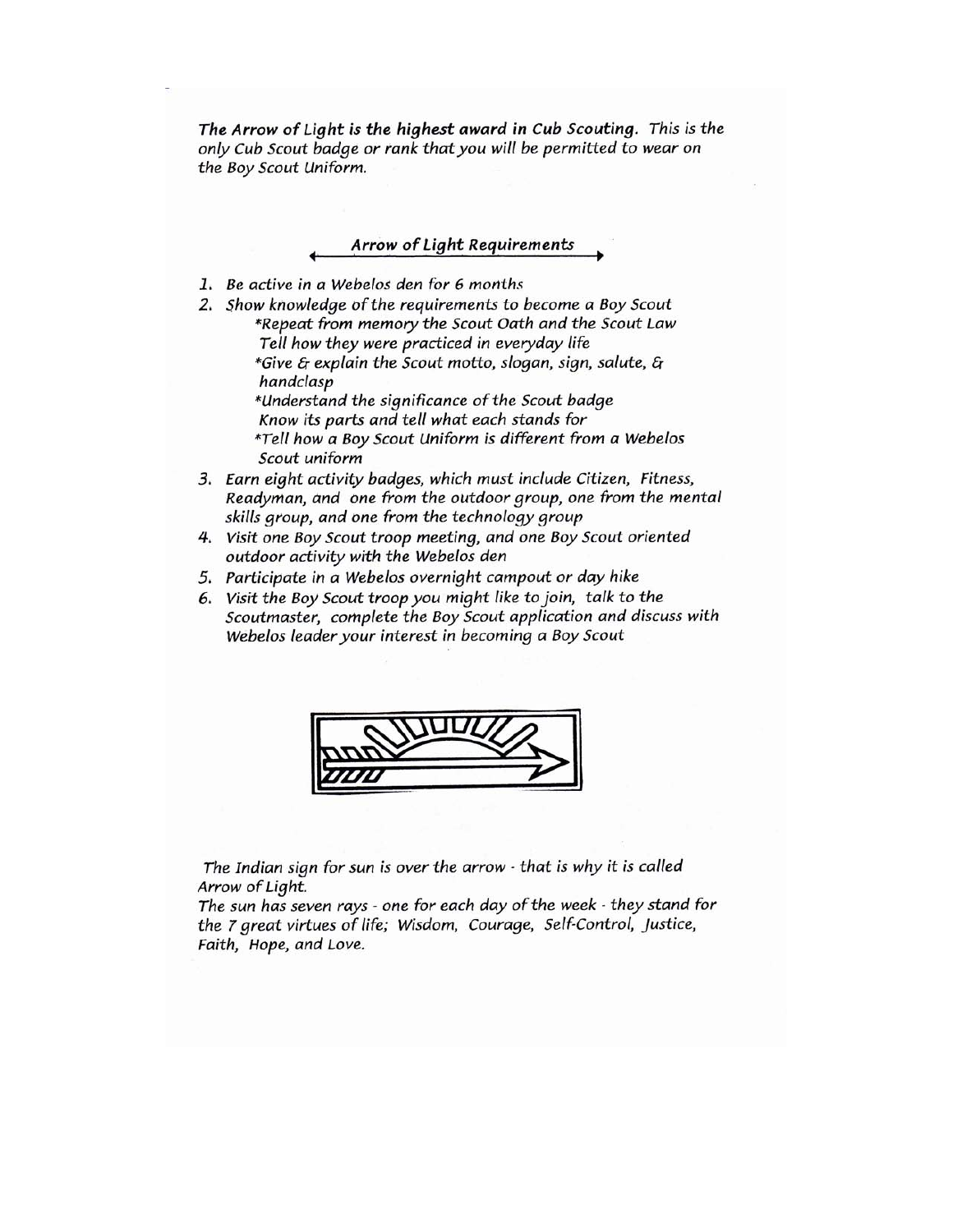***The Arrow of Light is the highest award in Cub Scouting.*** *This is the only Cub Scout badge or rank that you will be permitted to wear on the Boy Scout Uniform.*

## *Arrow of Light Requirements*

1. *Be active in a Webelos den for 6 months*
2. *Show knowledge of the requirements to become a Boy Scout*
   *Repeat from memory the Scout Oath and the Scout Law
   Tell how they were practiced in everyday life
   *Give & explain the Scout motto, slogan, sign, salute, & handclasp
   *Understand the significance of the Scout badge
   Know its parts and tell what each stands for
   *Tell how a Boy Scout Uniform is different from a Webelos Scout uniform
3. *Earn eight activity badges, which must include Citizen, Fitness, Readyman, and one from the outdoor group, one from the mental skills group, and one from the technology group*
4. *Visit one Boy Scout troop meeting, and one Boy Scout oriented outdoor activity with the Webelos den*
5. *Participate in a Webelos overnight campout or day hike*
6. *Visit the Boy Scout troop you might like to join, talk to the Scoutmaster, complete the Boy Scout application and discuss with Webelos leader your interest in becoming a Boy Scout*

*The Indian sign for sun is over the arrow - that is why it is called Arrow of Light.*
*The sun has seven rays - one for each day of the week - they stand for the 7 great virtues of life; Wisdom, Courage, Self-Control, Justice, Faith, Hope, and Love.*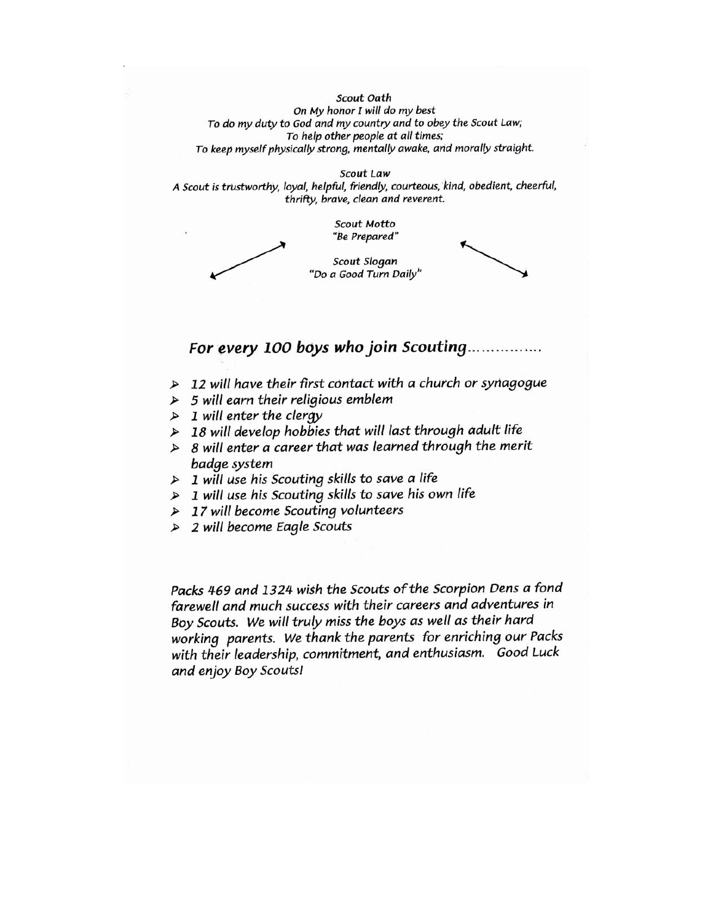*Scout Oath*

*On My honor I will do my best*
*To do my duty to God and my country and to obey the Scout Law;*
*To help other people at all times;*
*To keep myself physically strong, mentally awake, and morally straight.*

*Scout Law*

*A Scout is trustworthy, loyal, helpful, friendly, courteous, kind, obedient, cheerful, thrifty, brave, clean and reverent.*

*Scout Motto*
*"Be Prepared"*

*Scout Slogan*
*"Do a Good Turn Daily"*

## *For every 100 boys who join Scouting...............*

- *12 will have their first contact with a church or synagogue*
- *5 will earn their religious emblem*
- *1 will enter the clergy*
- *18 will develop hobbies that will last through adult life*
- *8 will enter a career that was learned through the merit badge system*
- *1 will use his Scouting skills to save a life*
- *1 will use his Scouting skills to save his own life*
- *17 will become Scouting volunteers*
- *2 will become Eagle Scouts*

*Packs 469 and 1324 wish the Scouts of the Scorpion Dens a fond farewell and much success with their careers and adventures in Boy Scouts. We will truly miss the boys as well as their hard working parents. We thank the parents for enriching our Packs with their leadership, commitment, and enthusiasm. Good Luck and enjoy Boy Scouts!*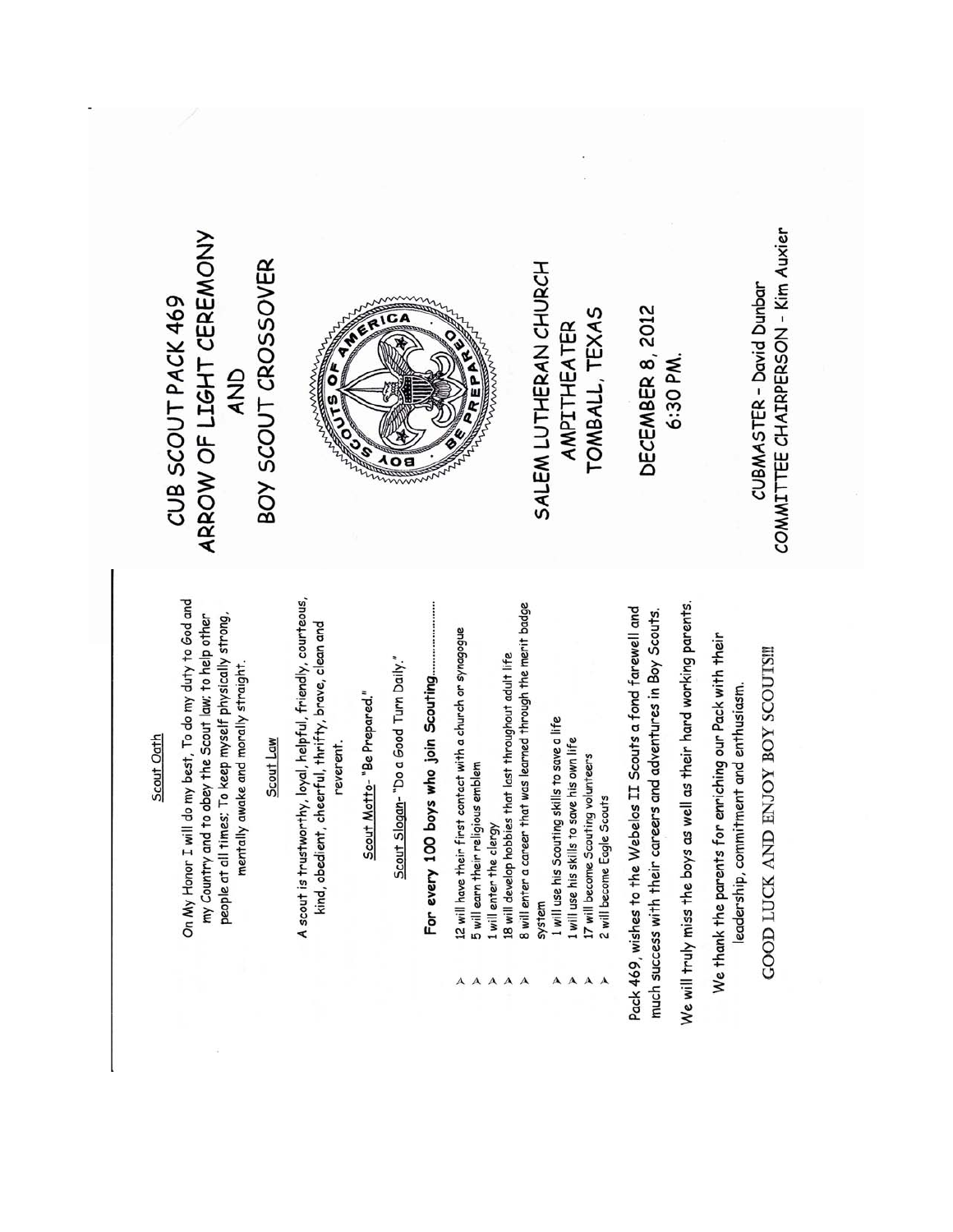## Scout Oath

On My Honor I will do my best, To do my duty to God and my Country and to obey the Scout law; to help other people at all times; To keep myself physically strong, mentally awake and morally straight.

## Scout Law

A scout is trustworthy, loyal, helpful, friendly, courteous, kind, obedient, cheerful, thrifty, brave, clean and reverent.

Scout Motto- "Be Prepared."

Scout Slogan- "Do a Good Turn Daily."

**For every 100 boys who join Scouting……………………**

- 12 will have their first contact with a church or synagogue
- 5 will earn their religious emblem
- 1 will enter the clergy
- 18 will develop hobbies that last throughout adult life
- 8 will enter a career that was learned through the merit badge system
- 1 will use his Scouting skills to save a life
- 1 will use his skills to save his own life
- 17 will become Scouting volunteers
- 2 will become Eagle Scouts

Pack 469, wishes to the Webelos II Scouts a fond farewell and much success with their careers and adventures in Boy Scouts.

We will truly miss the boys as well as their hard working parents.

We thank the parents for enriching our Pack with their leadership, commitment and enthusiasm.

GOOD LUCK AND ENJOY BOY SCOUTS!!!

# CUB SCOUT PACK 469 ARROW OF LIGHT CEREMONY AND BOY SCOUT CROSSOVER

SALEM LUTHERAN CHURCH
AMPITHEATER
TOMBALL, TEXAS

DECEMBER 8, 2012
6:30 PM.

CUBMASTER - David Dunbar
COMMITTEE CHAIRPERSON - Kim Auxier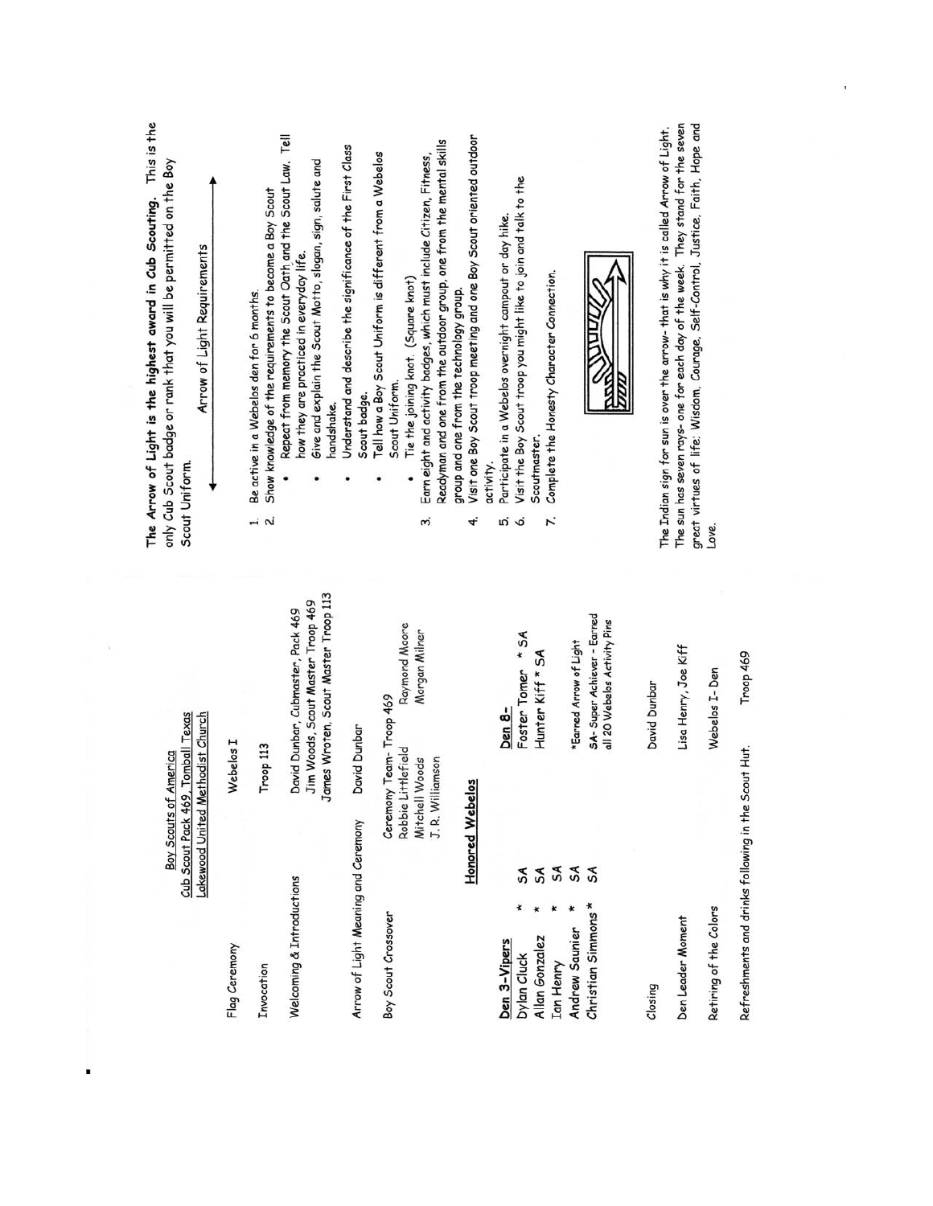Boy Scouts of America
Cub Scout Pack 469, Tomball Texas
Lakewood United Methodist Church

| | |
|---|---|
| Flag Ceremony | Webelos I |
| Invocation | Troop 113 |
| Welcoming & Introductions | David Dunbar, Cubmaster, Pack 469<br>Jim Woods, Scout Master Troop 469<br>James Wroten, Scout Master Troop 113 |
| Arrow of Light Meaning and Ceremony | David Dunbar |
| Boy Scout Crossover | Ceremony Team- Troop 469<br>Robbie Littlefield, Raymond Moore<br>Mitchell Woods, Morgan Milner<br>J. R. Williamson |

**Honored Webelos**

**Den 3-Vipers**
- Dylan Cluck * SA
- Allan Gonzalez * SA
- Ian Henry * SA
- Andrew Saunier * SA
- Christian Simmons * SA

**Den 8-**
- Foster Tomer * SA
- Hunter Kiff * SA

*Earned Arrow of Light
SA- Super Achiever - Earned all 20 Webelos Activity Pins

| | |
|---|---|
| Closing | David Dunbar |
| Den Leader Moment | Lisa Henry, Joe Kiff |
| Retiring of the Colors | Webelos I- Den |

Refreshments and drinks following in the Scout Hut. Troop 469

**The Arrow of Light is the highest award in Cub Scouting.** This is the only Cub Scout badge or rank that you will be permitted on the Boy Scout Uniform.

Arrow of Light Requirements

1. Be active in a Webelos den for 6 months.
2. Show knowledge of the requirements to become a Boy Scout
   - Repeat from memory the Scout Oath and the Scout Law. Tell how they are practiced in everyday life.
   - Give and explain the Scout Motto, slogan, sign, salute and handshake.
   - Understand and describe the significance of the First Class Scout badge.
   - Tell how a Boy Scout Uniform is different from a Webelos Scout Uniform.
   - Tie the joining knot. (Square knot)
3. Earn eight and activity badges, which must include Citizen, Fitness, Readyman and one from the outdoor group, one from the mental skills group and one from the technology group.
4. Visit one Boy Scout troop meeting and one Boy Scout oriented outdoor activity.
5. Participate in a Webelos overnight campout or day hike.
6. Visit the Boy Scout troop you might like to join and talk to the Scoutmaster.
7. Complete the Honesty Character Connection.

The Indian sign for sun is over the arrow- that is why it is called Arrow of Light. The sun has seven rays- one for each day of the week. They stand for the seven great virtues of life: Wisdom, Courage, Self-Control, Justice, Faith, Hope and Love.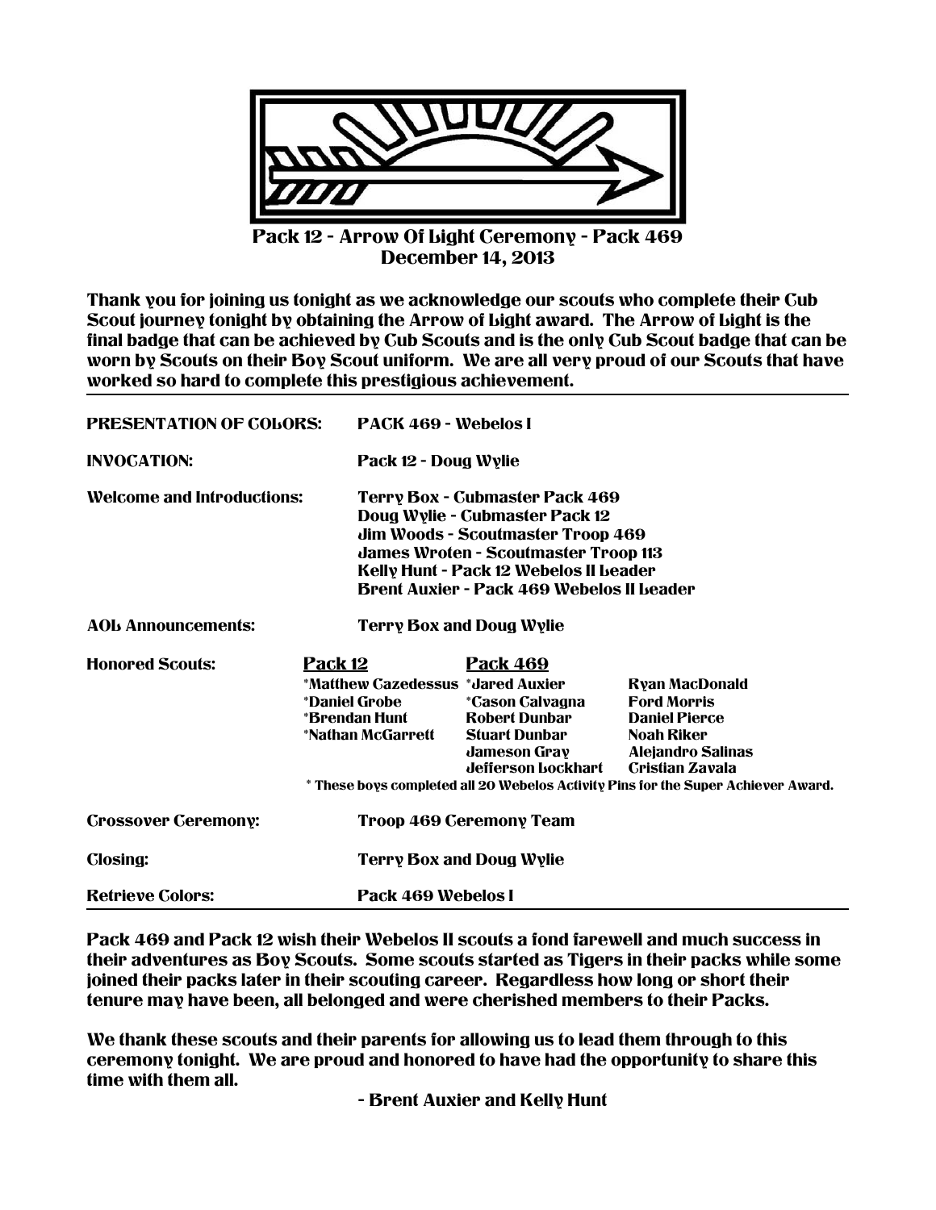# Pack 12 - Arrow Of Light Ceremony - Pack 469

**December 14, 2013**

**Thank you for joining us tonight as we acknowledge our scouts who complete their Cub Scout journey tonight by obtaining the Arrow of Light award. The Arrow of Light is the final badge that can be achieved by Cub Scouts and is the only Cub Scout badge that can be worn by Scouts on their Boy Scout uniform. We are all very proud of our Scouts that have worked so hard to complete this prestigious achievement.**

---

**PRESENTATION OF COLORS:** PACK 469 - Webelos I

**INVOCATION:** Pack 12 - Doug Wylie

**Welcome and Introductions:**
Terry Box - Cubmaster Pack 469
Doug Wylie - Cubmaster Pack 12
Jim Woods - Scoutmaster Troop 469
James Wroten - Scoutmaster Troop 113
Kelly Hunt - Pack 12 Webelos II Leader
Brent Auxier - Pack 469 Webelos II Leader

**AOL Announcements:** Terry Box and Doug Wylie

**Honored Scouts:**

| Pack 12 | Pack 469 | |
|---|---|---|
| *Matthew Cazedessus | *Jared Auxier | Ryan MacDonald |
| *Daniel Grobe | *Cason Calvagna | Ford Morris |
| *Brendan Hunt | Robert Dunbar | Daniel Pierce |
| *Nathan McGarrett | Stuart Dunbar | Noah Riker |
| | Jameson Gray | Alejandro Salinas |
| | Jefferson Lockhart | Cristian Zavala |

\* These boys completed all 20 Webelos Activity Pins for the Super Achiever Award.

**Crossover Ceremony:** Troop 469 Ceremony Team

**Closing:** Terry Box and Doug Wylie

**Retrieve Colors:** Pack 469 Webelos I

---

**Pack 469 and Pack 12 wish their Webelos II scouts a fond farewell and much success in their adventures as Boy Scouts. Some scouts started as Tigers in their packs while some joined their packs later in their scouting career. Regardless how long or short their tenure may have been, all belonged and were cherished members to their Packs.**

**We thank these scouts and their parents for allowing us to lead them through to this ceremony tonight. We are proud and honored to have had the opportunity to share this time with them all.**

**- Brent Auxier and Kelly Hunt**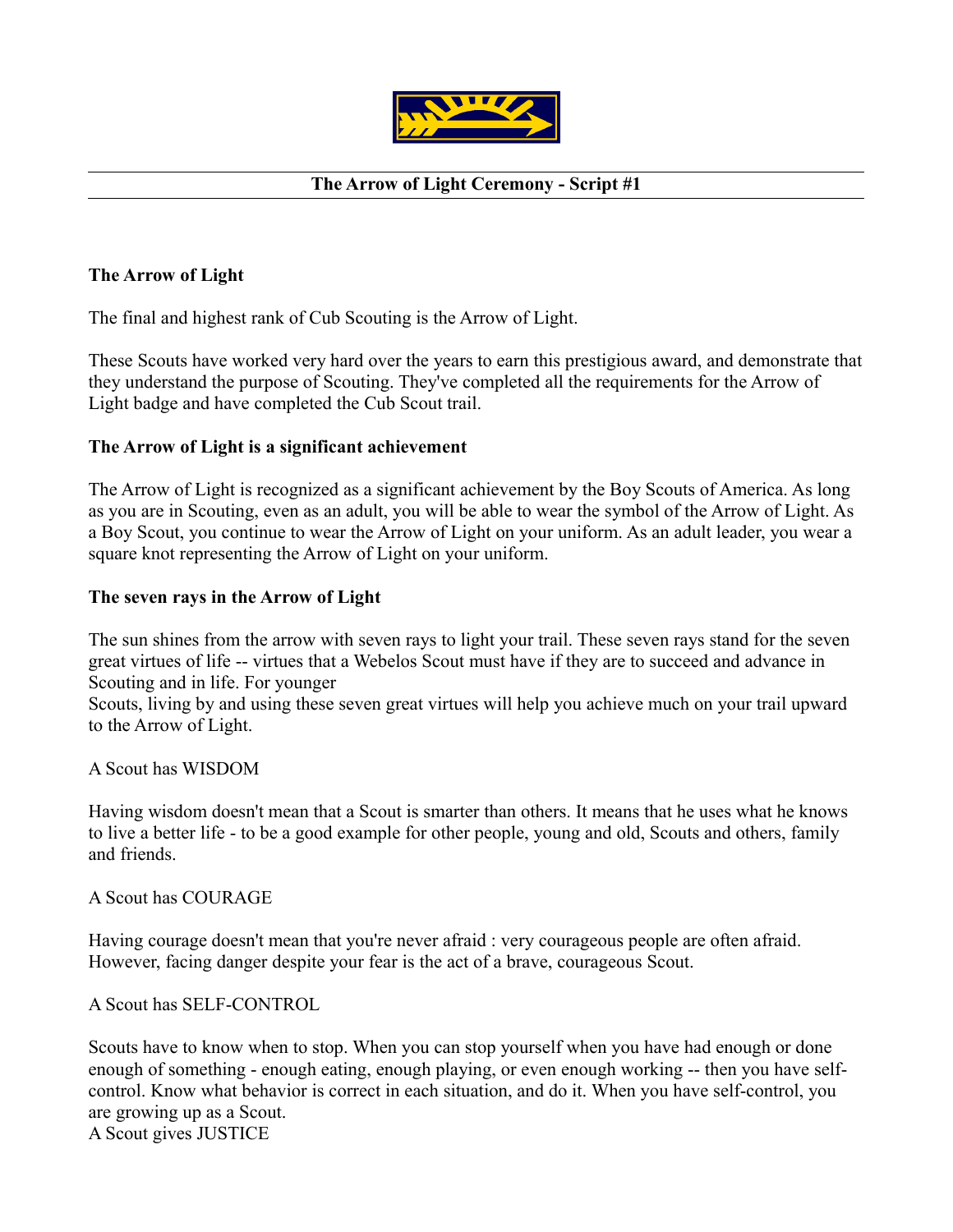## The Arrow of Light Ceremony - Script #1

### The Arrow of Light

The final and highest rank of Cub Scouting is the Arrow of Light.

These Scouts have worked very hard over the years to earn this prestigious award, and demonstrate that they understand the purpose of Scouting. They've completed all the requirements for the Arrow of Light badge and have completed the Cub Scout trail.

### The Arrow of Light is a significant achievement

The Arrow of Light is recognized as a significant achievement by the Boy Scouts of America. As long as you are in Scouting, even as an adult, you will be able to wear the symbol of the Arrow of Light. As a Boy Scout, you continue to wear the Arrow of Light on your uniform. As an adult leader, you wear a square knot representing the Arrow of Light on your uniform.

### The seven rays in the Arrow of Light

The sun shines from the arrow with seven rays to light your trail. These seven rays stand for the seven great virtues of life -- virtues that a Webelos Scout must have if they are to succeed and advance in Scouting and in life. For younger Scouts, living by and using these seven great virtues will help you achieve much on your trail upward to the Arrow of Light.

A Scout has WISDOM

Having wisdom doesn't mean that a Scout is smarter than others. It means that he uses what he knows to live a better life - to be a good example for other people, young and old, Scouts and others, family and friends.

A Scout has COURAGE

Having courage doesn't mean that you're never afraid : very courageous people are often afraid. However, facing danger despite your fear is the act of a brave, courageous Scout.

A Scout has SELF-CONTROL

Scouts have to know when to stop. When you can stop yourself when you have had enough or done enough of something - enough eating, enough playing, or even enough working -- then you have self-control. Know what behavior is correct in each situation, and do it. When you have self-control, you are growing up as a Scout.

A Scout gives JUSTICE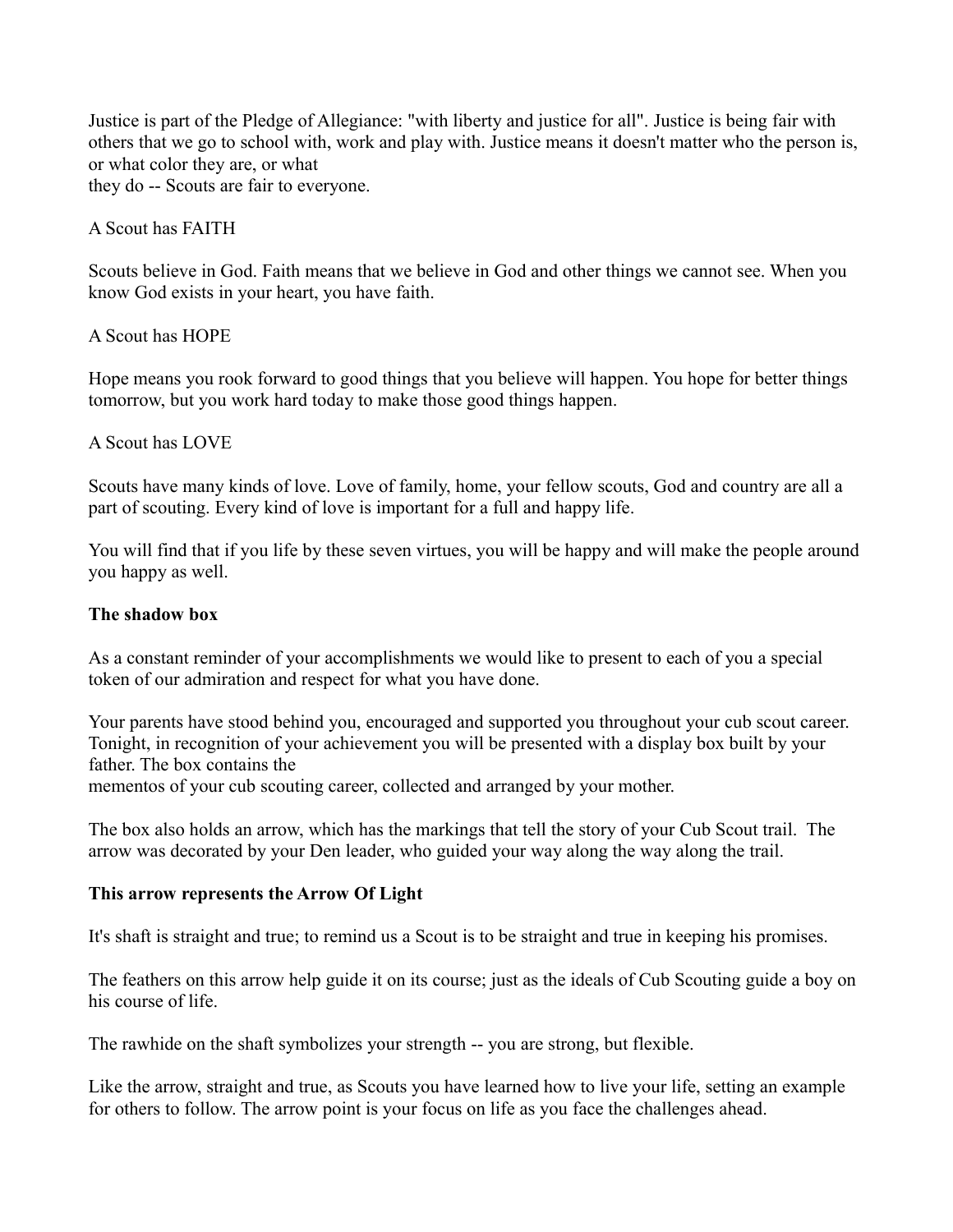Justice is part of the Pledge of Allegiance: "with liberty and justice for all". Justice is being fair with others that we go to school with, work and play with. Justice means it doesn't matter who the person is, or what color they are, or what they do -- Scouts are fair to everyone.

A Scout has FAITH

Scouts believe in God. Faith means that we believe in God and other things we cannot see. When you know God exists in your heart, you have faith.

A Scout has HOPE

Hope means you rook forward to good things that you believe will happen. You hope for better things tomorrow, but you work hard today to make those good things happen.

A Scout has LOVE

Scouts have many kinds of love. Love of family, home, your fellow scouts, God and country are all a part of scouting. Every kind of love is important for a full and happy life.

You will find that if you life by these seven virtues, you will be happy and will make the people around you happy as well.

**The shadow box**

As a constant reminder of your accomplishments we would like to present to each of you a special token of our admiration and respect for what you have done.

Your parents have stood behind you, encouraged and supported you throughout your cub scout career. Tonight, in recognition of your achievement you will be presented with a display box built by your father. The box contains the mementos of your cub scouting career, collected and arranged by your mother.

The box also holds an arrow, which has the markings that tell the story of your Cub Scout trail. The arrow was decorated by your Den leader, who guided your way along the way along the trail.

**This arrow represents the Arrow Of Light**

It's shaft is straight and true; to remind us a Scout is to be straight and true in keeping his promises.

The feathers on this arrow help guide it on its course; just as the ideals of Cub Scouting guide a boy on his course of life.

The rawhide on the shaft symbolizes your strength -- you are strong, but flexible.

Like the arrow, straight and true, as Scouts you have learned how to live your life, setting an example for others to follow. The arrow point is your focus on life as you face the challenges ahead.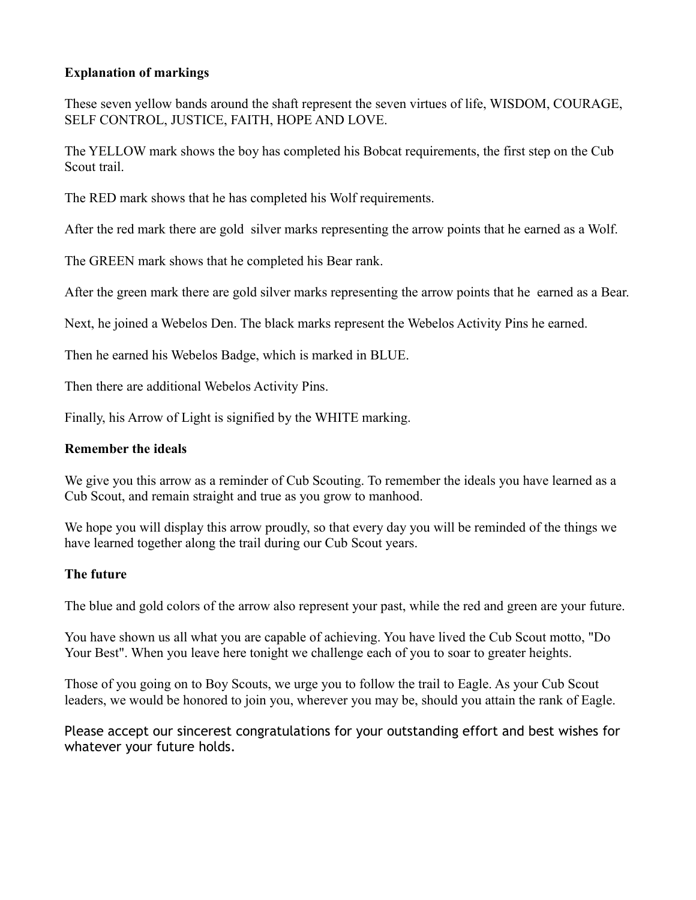**Explanation of markings**

These seven yellow bands around the shaft represent the seven virtues of life, WISDOM, COURAGE, SELF CONTROL, JUSTICE, FAITH, HOPE AND LOVE.

The YELLOW mark shows the boy has completed his Bobcat requirements, the first step on the Cub Scout trail.

The RED mark shows that he has completed his Wolf requirements.

After the red mark there are gold silver marks representing the arrow points that he earned as a Wolf.

The GREEN mark shows that he completed his Bear rank.

After the green mark there are gold silver marks representing the arrow points that he earned as a Bear.

Next, he joined a Webelos Den. The black marks represent the Webelos Activity Pins he earned.

Then he earned his Webelos Badge, which is marked in BLUE.

Then there are additional Webelos Activity Pins.

Finally, his Arrow of Light is signified by the WHITE marking.

**Remember the ideals**

We give you this arrow as a reminder of Cub Scouting. To remember the ideals you have learned as a Cub Scout, and remain straight and true as you grow to manhood.

We hope you will display this arrow proudly, so that every day you will be reminded of the things we have learned together along the trail during our Cub Scout years.

**The future**

The blue and gold colors of the arrow also represent your past, while the red and green are your future.

You have shown us all what you are capable of achieving. You have lived the Cub Scout motto, "Do Your Best". When you leave here tonight we challenge each of you to soar to greater heights.

Those of you going on to Boy Scouts, we urge you to follow the trail to Eagle. As your Cub Scout leaders, we would be honored to join you, wherever you may be, should you attain the rank of Eagle.

Please accept our sincerest congratulations for your outstanding effort and best wishes for whatever your future holds.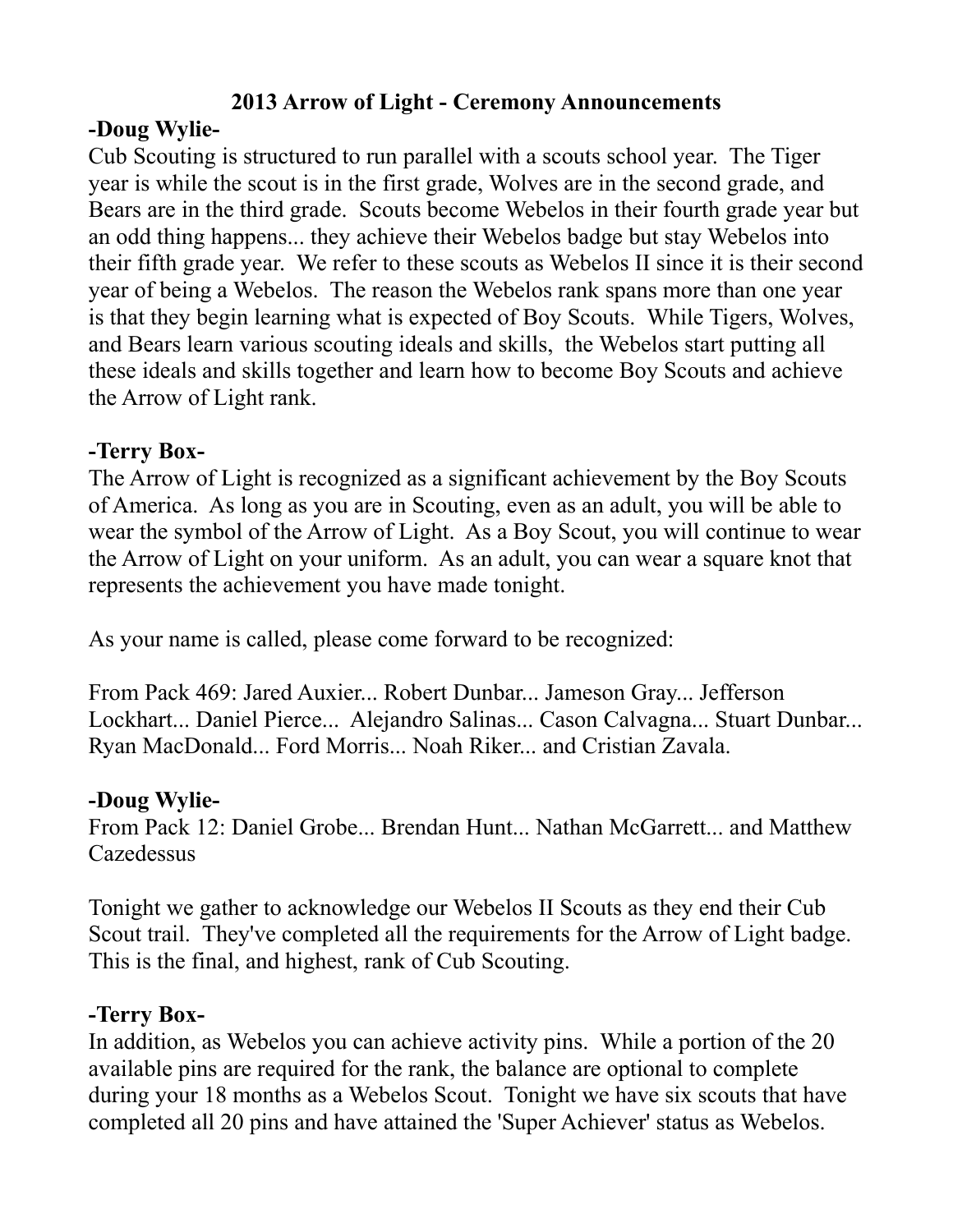## 2013 Arrow of Light - Ceremony Announcements

**-Doug Wylie-**

Cub Scouting is structured to run parallel with a scouts school year. The Tiger year is while the scout is in the first grade, Wolves are in the second grade, and Bears are in the third grade. Scouts become Webelos in their fourth grade year but an odd thing happens... they achieve their Webelos badge but stay Webelos into their fifth grade year. We refer to these scouts as Webelos II since it is their second year of being a Webelos. The reason the Webelos rank spans more than one year is that they begin learning what is expected of Boy Scouts. While Tigers, Wolves, and Bears learn various scouting ideals and skills, the Webelos start putting all these ideals and skills together and learn how to become Boy Scouts and achieve the Arrow of Light rank.

**-Terry Box-**

The Arrow of Light is recognized as a significant achievement by the Boy Scouts of America. As long as you are in Scouting, even as an adult, you will be able to wear the symbol of the Arrow of Light. As a Boy Scout, you will continue to wear the Arrow of Light on your uniform. As an adult, you can wear a square knot that represents the achievement you have made tonight.

As your name is called, please come forward to be recognized:

From Pack 469: Jared Auxier... Robert Dunbar... Jameson Gray... Jefferson Lockhart... Daniel Pierce... Alejandro Salinas... Cason Calvagna... Stuart Dunbar... Ryan MacDonald... Ford Morris... Noah Riker... and Cristian Zavala.

**-Doug Wylie-**

From Pack 12: Daniel Grobe... Brendan Hunt... Nathan McGarrett... and Matthew Cazedessus

Tonight we gather to acknowledge our Webelos II Scouts as they end their Cub Scout trail. They've completed all the requirements for the Arrow of Light badge. This is the final, and highest, rank of Cub Scouting.

**-Terry Box-**

In addition, as Webelos you can achieve activity pins. While a portion of the 20 available pins are required for the rank, the balance are optional to complete during your 18 months as a Webelos Scout. Tonight we have six scouts that have completed all 20 pins and have attained the 'Super Achiever' status as Webelos.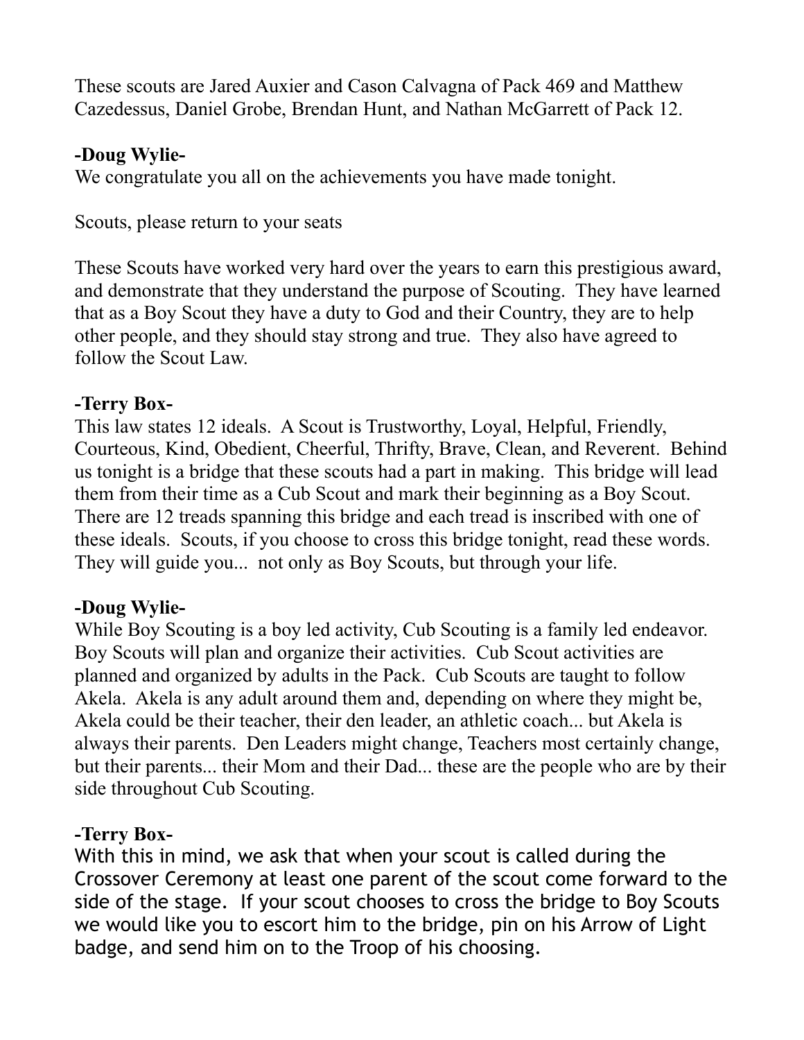These scouts are Jared Auxier and Cason Calvagna of Pack 469 and Matthew Cazedessus, Daniel Grobe, Brendan Hunt, and Nathan McGarrett of Pack 12.

**-Doug Wylie-**

We congratulate you all on the achievements you have made tonight.

Scouts, please return to your seats

These Scouts have worked very hard over the years to earn this prestigious award, and demonstrate that they understand the purpose of Scouting. They have learned that as a Boy Scout they have a duty to God and their Country, they are to help other people, and they should stay strong and true. They also have agreed to follow the Scout Law.

**-Terry Box-**

This law states 12 ideals. A Scout is Trustworthy, Loyal, Helpful, Friendly, Courteous, Kind, Obedient, Cheerful, Thrifty, Brave, Clean, and Reverent. Behind us tonight is a bridge that these scouts had a part in making. This bridge will lead them from their time as a Cub Scout and mark their beginning as a Boy Scout. There are 12 treads spanning this bridge and each tread is inscribed with one of these ideals. Scouts, if you choose to cross this bridge tonight, read these words. They will guide you... not only as Boy Scouts, but through your life.

**-Doug Wylie-**

While Boy Scouting is a boy led activity, Cub Scouting is a family led endeavor. Boy Scouts will plan and organize their activities. Cub Scout activities are planned and organized by adults in the Pack. Cub Scouts are taught to follow Akela. Akela is any adult around them and, depending on where they might be, Akela could be their teacher, their den leader, an athletic coach... but Akela is always their parents. Den Leaders might change, Teachers most certainly change, but their parents... their Mom and their Dad... these are the people who are by their side throughout Cub Scouting.

**-Terry Box-**

With this in mind, we ask that when your scout is called during the Crossover Ceremony at least one parent of the scout come forward to the side of the stage. If your scout chooses to cross the bridge to Boy Scouts we would like you to escort him to the bridge, pin on his Arrow of Light badge, and send him on to the Troop of his choosing.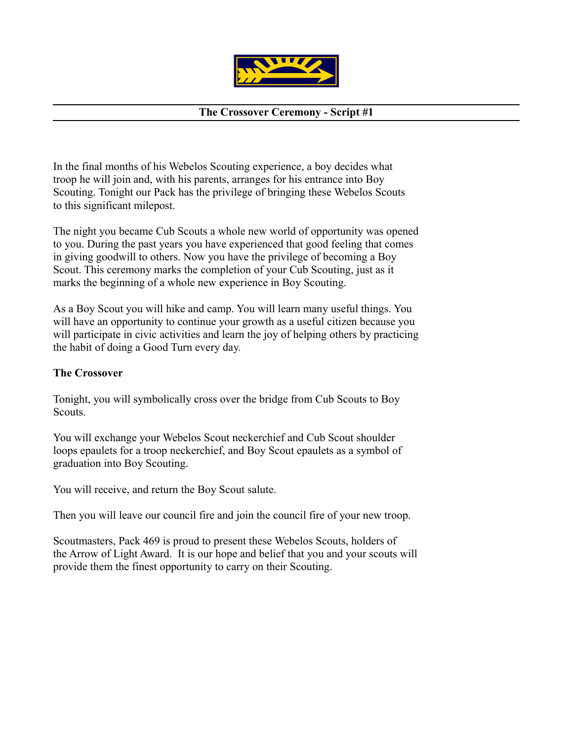## The Crossover Ceremony - Script #1

In the final months of his Webelos Scouting experience, a boy decides what troop he will join and, with his parents, arranges for his entrance into Boy Scouting. Tonight our Pack has the privilege of bringing these Webelos Scouts to this significant milepost.

The night you became Cub Scouts a whole new world of opportunity was opened to you. During the past years you have experienced that good feeling that comes in giving goodwill to others. Now you have the privilege of becoming a Boy Scout. This ceremony marks the completion of your Cub Scouting, just as it marks the beginning of a whole new experience in Boy Scouting.

As a Boy Scout you will hike and camp. You will learn many useful things. You will have an opportunity to continue your growth as a useful citizen because you will participate in civic activities and learn the joy of helping others by practicing the habit of doing a Good Turn every day.

**The Crossover**

Tonight, you will symbolically cross over the bridge from Cub Scouts to Boy Scouts.

You will exchange your Webelos Scout neckerchief and Cub Scout shoulder loops epaulets for a troop neckerchief, and Boy Scout epaulets as a symbol of graduation into Boy Scouting.

You will receive, and return the Boy Scout salute.

Then you will leave our council fire and join the council fire of your new troop.

Scoutmasters, Pack 469 is proud to present these Webelos Scouts, holders of the Arrow of Light Award. It is our hope and belief that you and your scouts will provide them the finest opportunity to carry on their Scouting.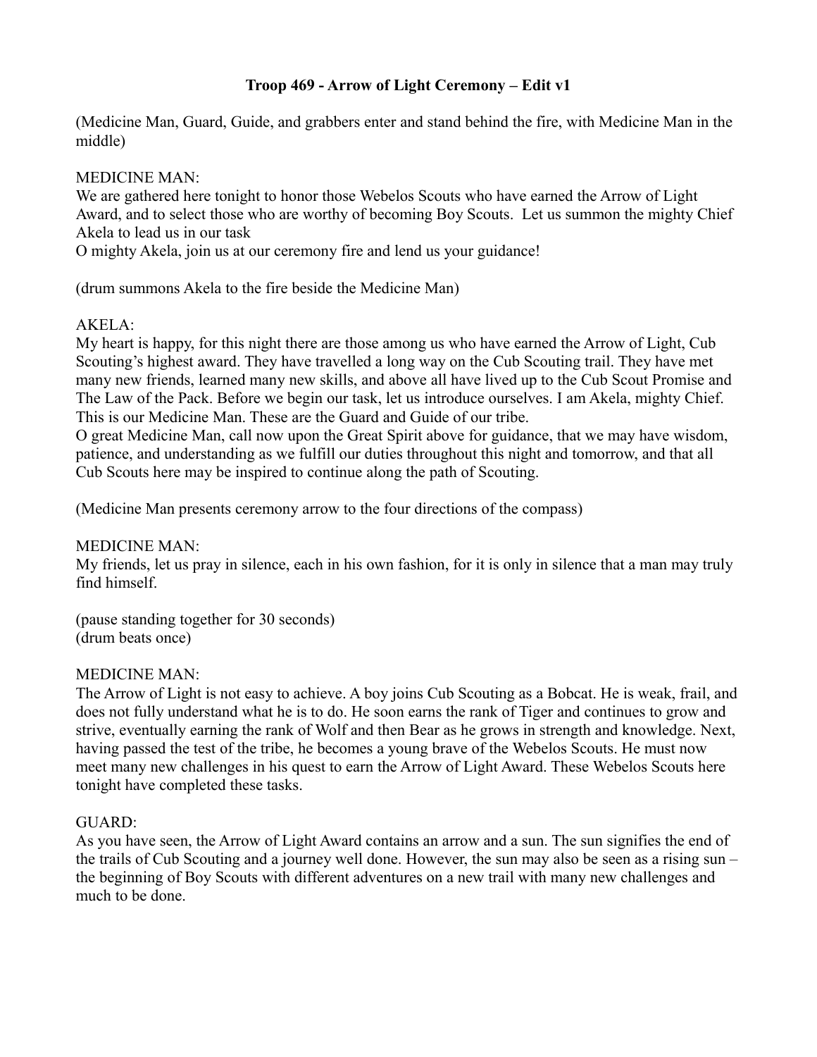**Troop 469 - Arrow of Light Ceremony – Edit v1**

(Medicine Man, Guard, Guide, and grabbers enter and stand behind the fire, with Medicine Man in the middle)

MEDICINE MAN:
We are gathered here tonight to honor those Webelos Scouts who have earned the Arrow of Light Award, and to select those who are worthy of becoming Boy Scouts. Let us summon the mighty Chief Akela to lead us in our task
O mighty Akela, join us at our ceremony fire and lend us your guidance!

(drum summons Akela to the fire beside the Medicine Man)

AKELA:
My heart is happy, for this night there are those among us who have earned the Arrow of Light, Cub Scouting's highest award. They have travelled a long way on the Cub Scouting trail. They have met many new friends, learned many new skills, and above all have lived up to the Cub Scout Promise and The Law of the Pack. Before we begin our task, let us introduce ourselves. I am Akela, mighty Chief. This is our Medicine Man. These are the Guard and Guide of our tribe.
O great Medicine Man, call now upon the Great Spirit above for guidance, that we may have wisdom, patience, and understanding as we fulfill our duties throughout this night and tomorrow, and that all Cub Scouts here may be inspired to continue along the path of Scouting.

(Medicine Man presents ceremony arrow to the four directions of the compass)

MEDICINE MAN:
My friends, let us pray in silence, each in his own fashion, for it is only in silence that a man may truly find himself.

(pause standing together for 30 seconds)
(drum beats once)

MEDICINE MAN:
The Arrow of Light is not easy to achieve. A boy joins Cub Scouting as a Bobcat. He is weak, frail, and does not fully understand what he is to do. He soon earns the rank of Tiger and continues to grow and strive, eventually earning the rank of Wolf and then Bear as he grows in strength and knowledge. Next, having passed the test of the tribe, he becomes a young brave of the Webelos Scouts. He must now meet many new challenges in his quest to earn the Arrow of Light Award. These Webelos Scouts here tonight have completed these tasks.

GUARD:
As you have seen, the Arrow of Light Award contains an arrow and a sun. The sun signifies the end of the trails of Cub Scouting and a journey well done. However, the sun may also be seen as a rising sun – the beginning of Boy Scouts with different adventures on a new trail with many new challenges and much to be done.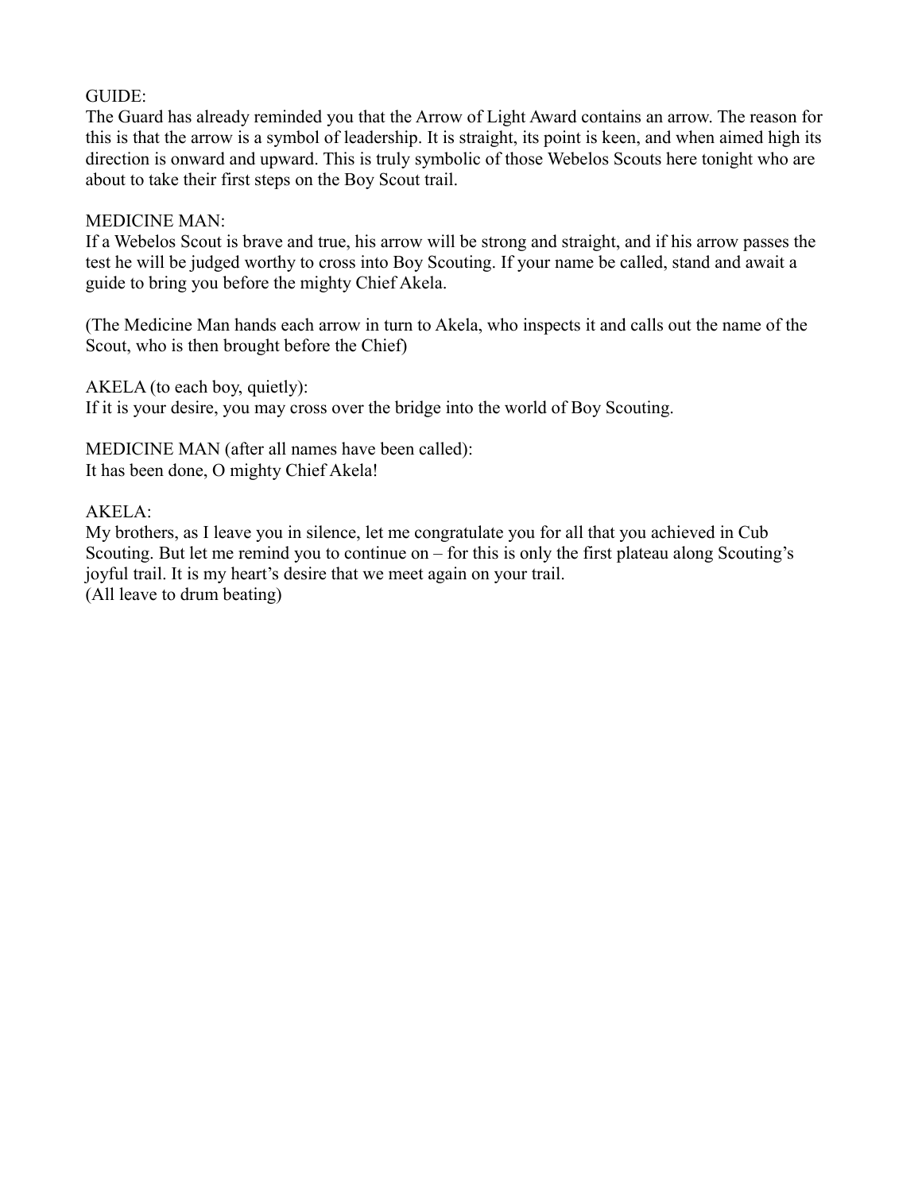GUIDE:
The Guard has already reminded you that the Arrow of Light Award contains an arrow. The reason for this is that the arrow is a symbol of leadership. It is straight, its point is keen, and when aimed high its direction is onward and upward. This is truly symbolic of those Webelos Scouts here tonight who are about to take their first steps on the Boy Scout trail.

MEDICINE MAN:
If a Webelos Scout is brave and true, his arrow will be strong and straight, and if his arrow passes the test he will be judged worthy to cross into Boy Scouting. If your name be called, stand and await a guide to bring you before the mighty Chief Akela.

(The Medicine Man hands each arrow in turn to Akela, who inspects it and calls out the name of the Scout, who is then brought before the Chief)

AKELA (to each boy, quietly):
If it is your desire, you may cross over the bridge into the world of Boy Scouting.

MEDICINE MAN (after all names have been called):
It has been done, O mighty Chief Akela!

AKELA:
My brothers, as I leave you in silence, let me congratulate you for all that you achieved in Cub Scouting. But let me remind you to continue on – for this is only the first plateau along Scouting's joyful trail. It is my heart's desire that we meet again on your trail.
(All leave to drum beating)